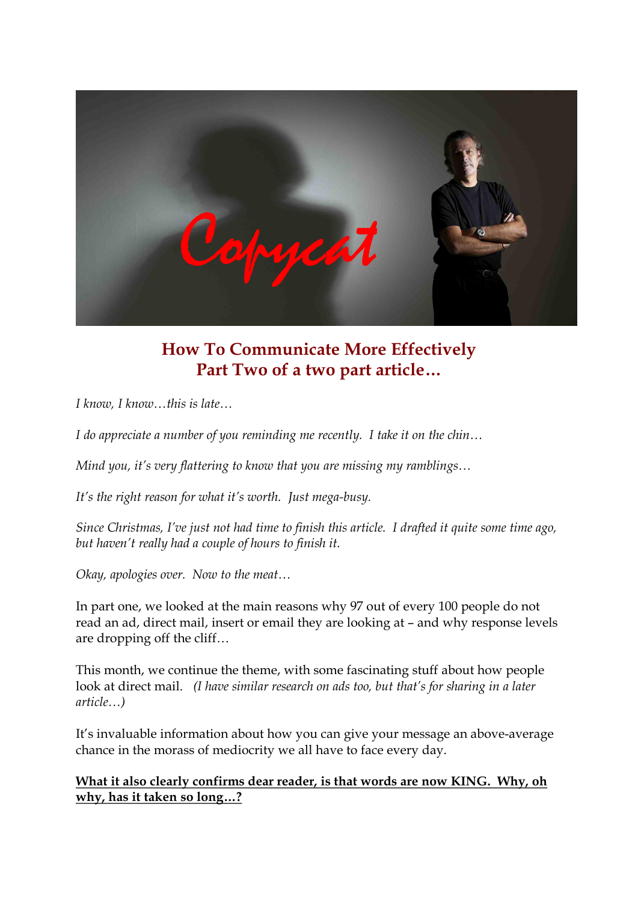# How To Communicate More Effectively
## Part Two of a two part article…

*I know, I know…this is late…*

*I do appreciate a number of you reminding me recently. I take it on the chin…*

*Mind you, it's very flattering to know that you are missing my ramblings…*

*It's the right reason for what it's worth. Just mega-busy.*

*Since Christmas, I've just not had time to finish this article. I drafted it quite some time ago, but haven't really had a couple of hours to finish it.*

*Okay, apologies over. Now to the meat…*

In part one, we looked at the main reasons why 97 out of every 100 people do not read an ad, direct mail, insert or email they are looking at – and why response levels are dropping off the cliff…

This month, we continue the theme, with some fascinating stuff about how people look at direct mail. *(I have similar research on ads too, but that's for sharing in a later article…)*

It's invaluable information about how you can give your message an above-average chance in the morass of mediocrity we all have to face every day.

**<u>What it also clearly confirms dear reader, is that words are now KING. Why, oh why, has it taken so long…?</u>**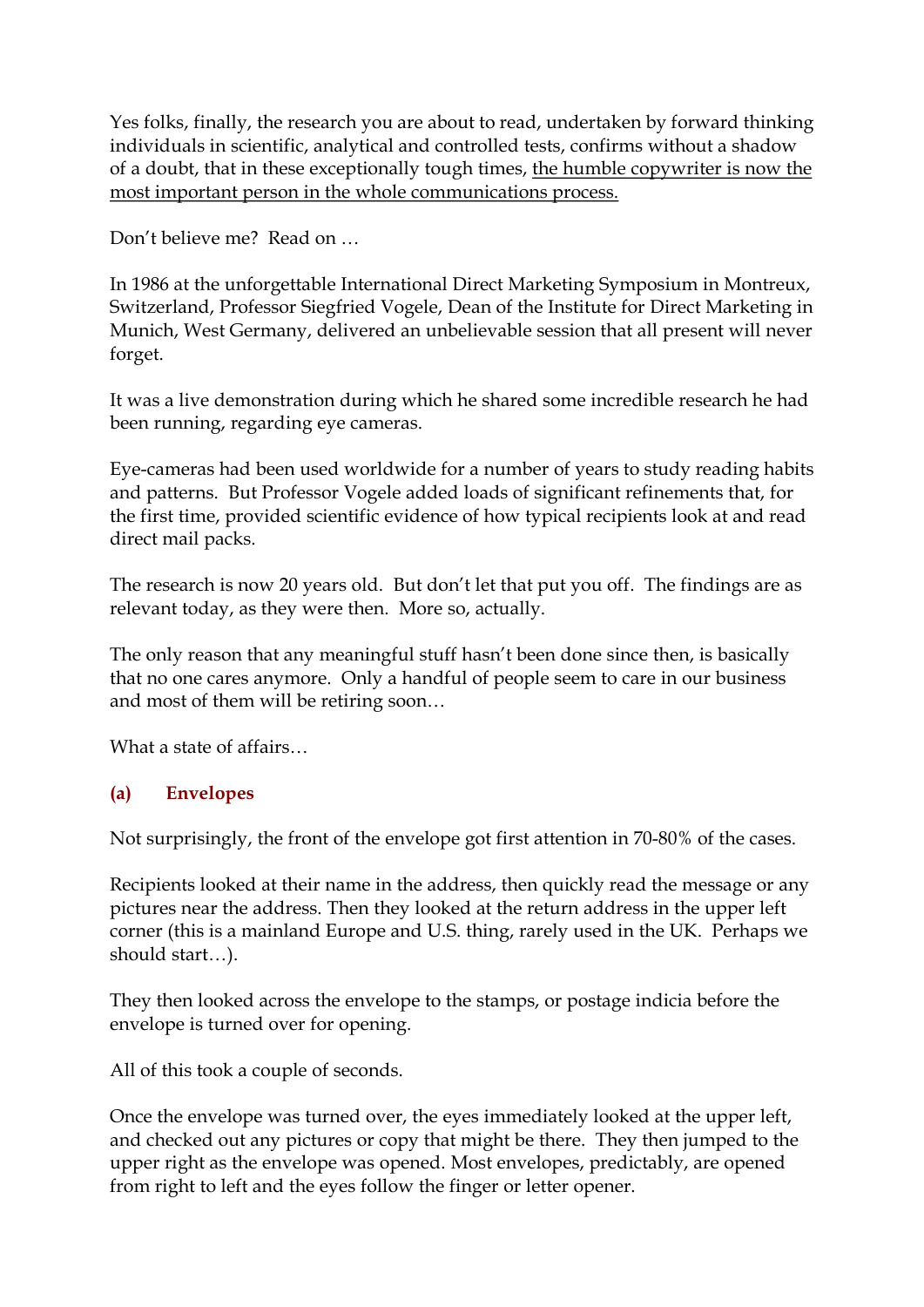Yes folks, finally, the research you are about to read, undertaken by forward thinking individuals in scientific, analytical and controlled tests, confirms without a shadow of a doubt, that in these exceptionally tough times, <u>the humble copywriter is now the most important person in the whole communications process.</u>

Don't believe me? Read on …

In 1986 at the unforgettable International Direct Marketing Symposium in Montreux, Switzerland, Professor Siegfried Vogele, Dean of the Institute for Direct Marketing in Munich, West Germany, delivered an unbelievable session that all present will never forget.

It was a live demonstration during which he shared some incredible research he had been running, regarding eye cameras.

Eye-cameras had been used worldwide for a number of years to study reading habits and patterns. But Professor Vogele added loads of significant refinements that, for the first time, provided scientific evidence of how typical recipients look at and read direct mail packs.

The research is now 20 years old. But don't let that put you off. The findings are as relevant today, as they were then. More so, actually.

The only reason that any meaningful stuff hasn't been done since then, is basically that no one cares anymore. Only a handful of people seem to care in our business and most of them will be retiring soon…

What a state of affairs…

### (a) Envelopes

Not surprisingly, the front of the envelope got first attention in 70-80% of the cases.

Recipients looked at their name in the address, then quickly read the message or any pictures near the address. Then they looked at the return address in the upper left corner (this is a mainland Europe and U.S. thing, rarely used in the UK. Perhaps we should start…).

They then looked across the envelope to the stamps, or postage indicia before the envelope is turned over for opening.

All of this took a couple of seconds.

Once the envelope was turned over, the eyes immediately looked at the upper left, and checked out any pictures or copy that might be there. They then jumped to the upper right as the envelope was opened. Most envelopes, predictably, are opened from right to left and the eyes follow the finger or letter opener.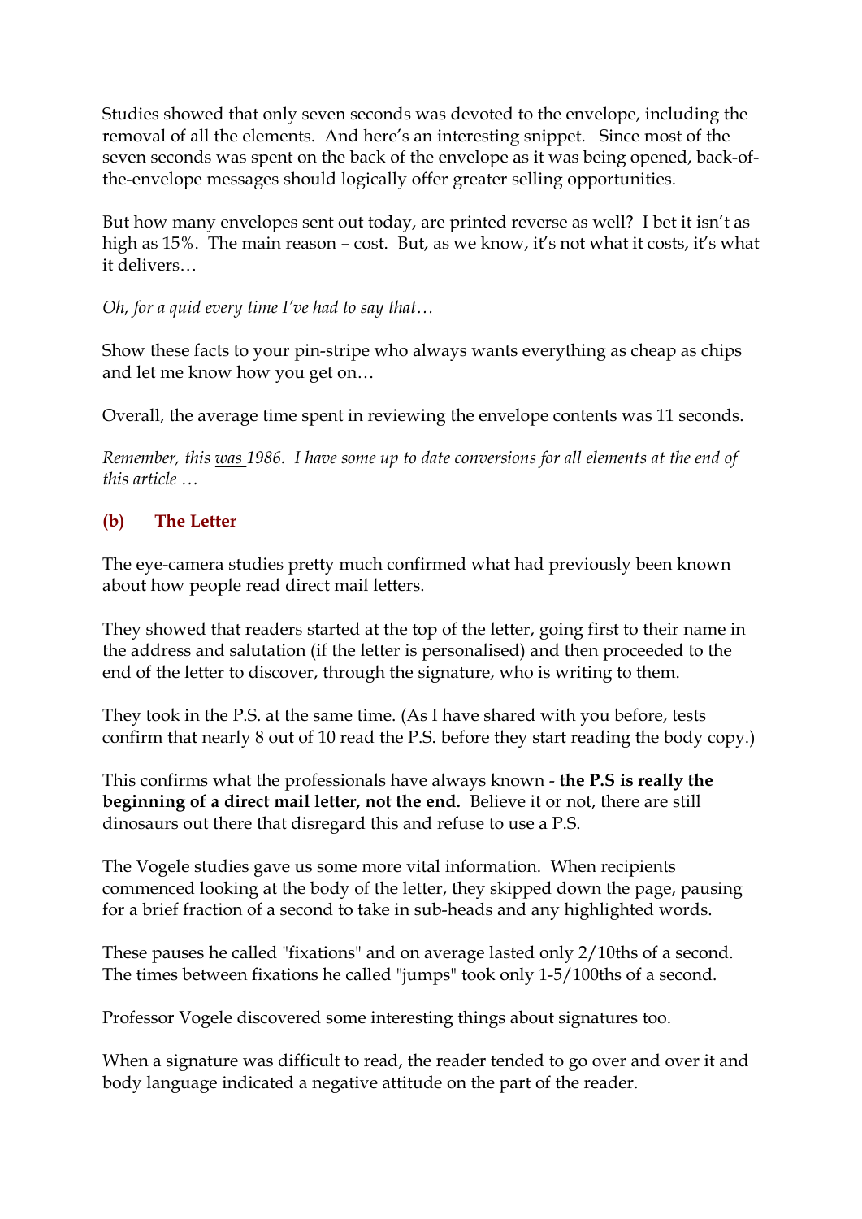Studies showed that only seven seconds was devoted to the envelope, including the removal of all the elements. And here's an interesting snippet. Since most of the seven seconds was spent on the back of the envelope as it was being opened, back-of-the-envelope messages should logically offer greater selling opportunities.

But how many envelopes sent out today, are printed reverse as well? I bet it isn't as high as 15%. The main reason – cost. But, as we know, it's not what it costs, it's what it delivers…

*Oh, for a quid every time I've had to say that…*

Show these facts to your pin-stripe who always wants everything as cheap as chips and let me know how you get on…

Overall, the average time spent in reviewing the envelope contents was 11 seconds.

*Remember, this <u>was</u> 1986. I have some up to date conversions for all elements at the end of this article …*

### (b) The Letter

The eye-camera studies pretty much confirmed what had previously been known about how people read direct mail letters.

They showed that readers started at the top of the letter, going first to their name in the address and salutation (if the letter is personalised) and then proceeded to the end of the letter to discover, through the signature, who is writing to them.

They took in the P.S. at the same time. (As I have shared with you before, tests confirm that nearly 8 out of 10 read the P.S. before they start reading the body copy.)

This confirms what the professionals have always known - **the P.S is really the beginning of a direct mail letter, not the end.** Believe it or not, there are still dinosaurs out there that disregard this and refuse to use a P.S.

The Vogele studies gave us some more vital information. When recipients commenced looking at the body of the letter, they skipped down the page, pausing for a brief fraction of a second to take in sub-heads and any highlighted words.

These pauses he called "fixations" and on average lasted only 2/10ths of a second. The times between fixations he called "jumps" took only 1-5/100ths of a second.

Professor Vogele discovered some interesting things about signatures too.

When a signature was difficult to read, the reader tended to go over and over it and body language indicated a negative attitude on the part of the reader.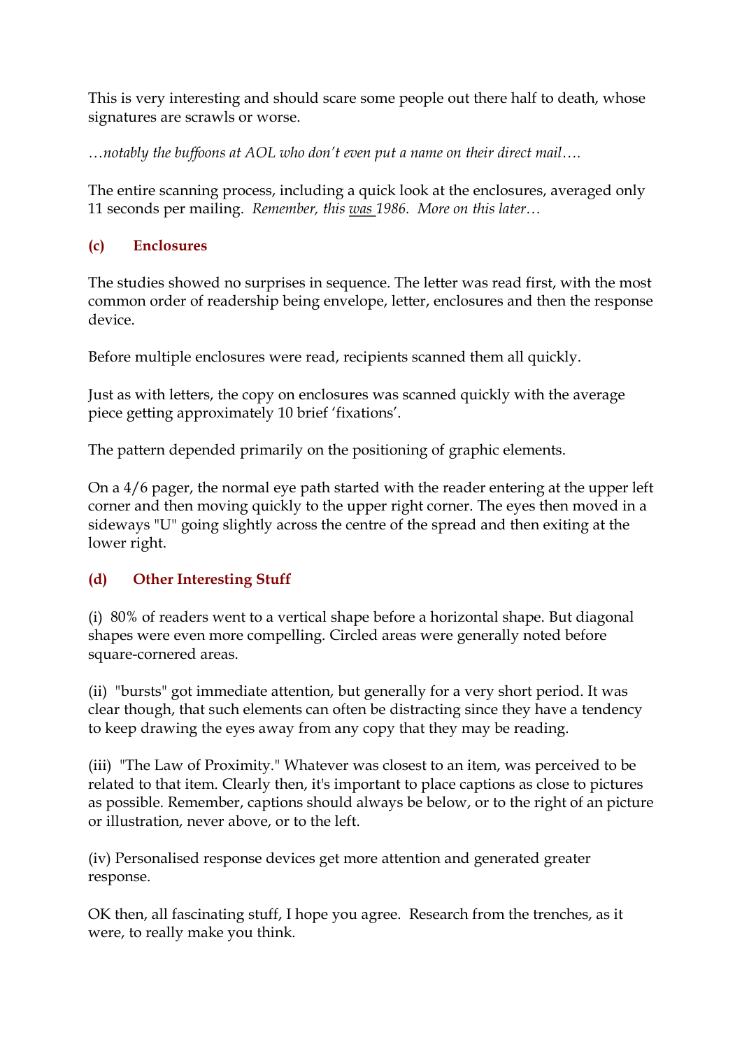This is very interesting and should scare some people out there half to death, whose signatures are scrawls or worse.

*…notably the buffoons at AOL who don't even put a name on their direct mail….*

The entire scanning process, including a quick look at the enclosures, averaged only 11 seconds per mailing. *Remember, this was 1986. More on this later…*

### (c) Enclosures

The studies showed no surprises in sequence. The letter was read first, with the most common order of readership being envelope, letter, enclosures and then the response device.

Before multiple enclosures were read, recipients scanned them all quickly.

Just as with letters, the copy on enclosures was scanned quickly with the average piece getting approximately 10 brief 'fixations'.

The pattern depended primarily on the positioning of graphic elements.

On a 4/6 pager, the normal eye path started with the reader entering at the upper left corner and then moving quickly to the upper right corner. The eyes then moved in a sideways "U" going slightly across the centre of the spread and then exiting at the lower right.

### (d) Other Interesting Stuff

(i) 80% of readers went to a vertical shape before a horizontal shape. But diagonal shapes were even more compelling. Circled areas were generally noted before square-cornered areas.

(ii) "bursts" got immediate attention, but generally for a very short period. It was clear though, that such elements can often be distracting since they have a tendency to keep drawing the eyes away from any copy that they may be reading.

(iii) "The Law of Proximity." Whatever was closest to an item, was perceived to be related to that item. Clearly then, it's important to place captions as close to pictures as possible. Remember, captions should always be below, or to the right of an picture or illustration, never above, or to the left.

(iv) Personalised response devices get more attention and generated greater response.

OK then, all fascinating stuff, I hope you agree. Research from the trenches, as it were, to really make you think.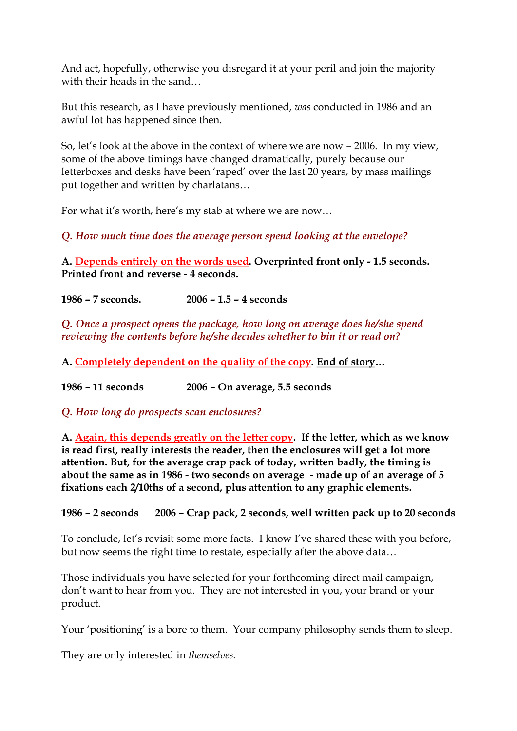And act, hopefully, otherwise you disregard it at your peril and join the majority with their heads in the sand…

But this research, as I have previously mentioned, *was* conducted in 1986 and an awful lot has happened since then.

So, let's look at the above in the context of where we are now – 2006. In my view, some of the above timings have changed dramatically, purely because our letterboxes and desks have been 'raped' over the last 20 years, by mass mailings put together and written by charlatans…

For what it's worth, here's my stab at where we are now…

*Q. How much time does the average person spend looking at the envelope?*

**A. <u>Depends entirely on the words used</u>. Overprinted front only - 1.5 seconds. Printed front and reverse - 4 seconds.**

**1986 – 7 seconds. 2006 – 1.5 – 4 seconds**

*Q. Once a prospect opens the package, how long on average does he/she spend reviewing the contents before he/she decides whether to bin it or read on?*

**A. <u>Completely dependent on the quality of the copy</u>. <u>End of story</u>…**

**1986 – 11 seconds 2006 – On average, 5.5 seconds**

*Q. How long do prospects scan enclosures?*

**A. <u>Again, this depends greatly on the letter copy</u>. If the letter, which as we know is read first, really interests the reader, then the enclosures will get a lot more attention. But, for the average crap pack of today, written badly, the timing is about the same as in 1986 - two seconds on average - made up of an average of 5 fixations each 2/10ths of a second, plus attention to any graphic elements.**

**1986 – 2 seconds 2006 – Crap pack, 2 seconds, well written pack up to 20 seconds**

To conclude, let's revisit some more facts. I know I've shared these with you before, but now seems the right time to restate, especially after the above data…

Those individuals you have selected for your forthcoming direct mail campaign, don't want to hear from you. They are not interested in you, your brand or your product.

Your 'positioning' is a bore to them. Your company philosophy sends them to sleep.

They are only interested in *themselves.*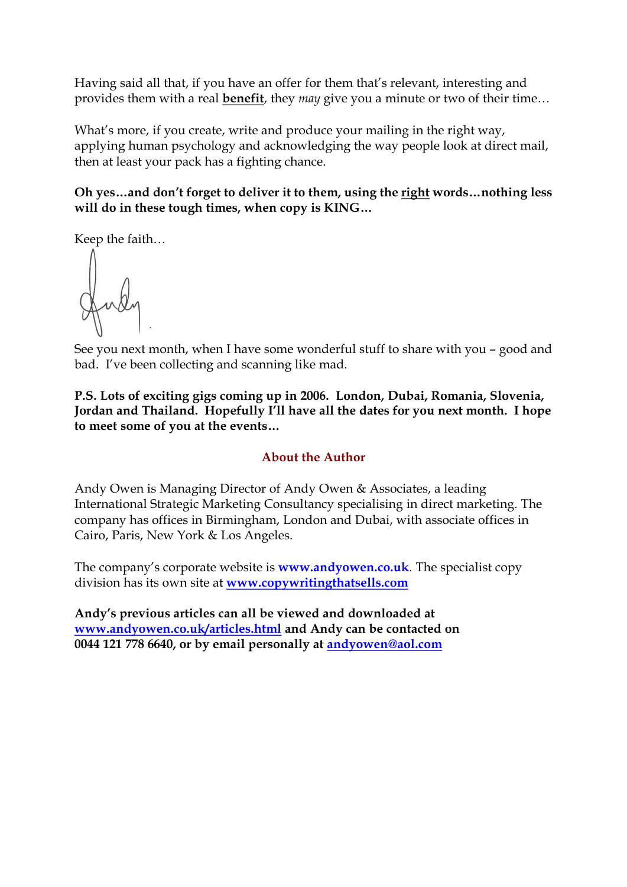Having said all that, if you have an offer for them that's relevant, interesting and provides them with a real **benefit**, they *may* give you a minute or two of their time…

What's more, if you create, write and produce your mailing in the right way, applying human psychology and acknowledging the way people look at direct mail, then at least your pack has a fighting chance.

**Oh yes…and don't forget to deliver it to them, using the right words…nothing less will do in these tough times, when copy is KING…**

Keep the faith…

See you next month, when I have some wonderful stuff to share with you – good and bad. I've been collecting and scanning like mad.

**P.S. Lots of exciting gigs coming up in 2006. London, Dubai, Romania, Slovenia, Jordan and Thailand. Hopefully I'll have all the dates for you next month. I hope to meet some of you at the events…**

## About the Author

Andy Owen is Managing Director of Andy Owen & Associates, a leading International Strategic Marketing Consultancy specialising in direct marketing. The company has offices in Birmingham, London and Dubai, with associate offices in Cairo, Paris, New York & Los Angeles.

The company's corporate website is **www.andyowen.co.uk**. The specialist copy division has its own site at **www.copywritingthatsells.com**

**Andy's previous articles can all be viewed and downloaded at www.andyowen.co.uk/articles.html and Andy can be contacted on 0044 121 778 6640, or by email personally at andyowen@aol.com**